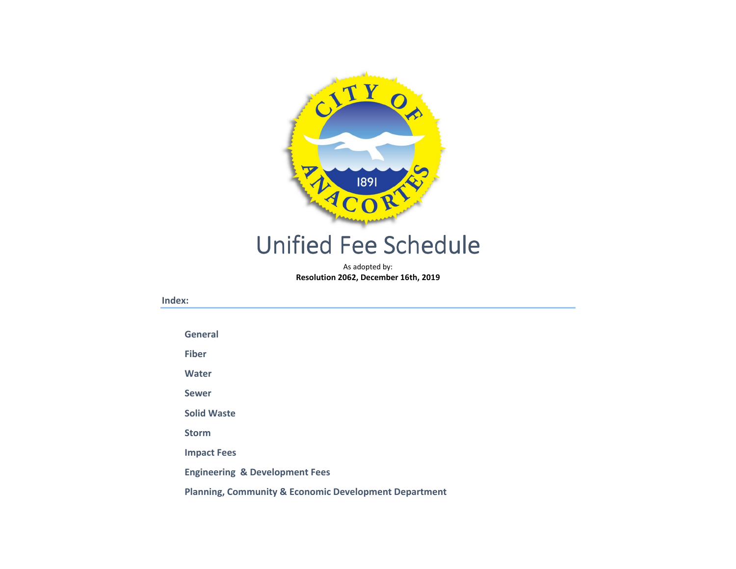# Unified Fee Schedule

As adopted by:

**Resolution 2062, December 16th, 2019**

**Index:**

- **General**
- **Fiber**
- **Water**
- **Sewer**
- **Solid Waste**
- **Storm**
- **Impact Fees**
- **Engineering & Development Fees**
- **Planning, Community & Economic Development Department**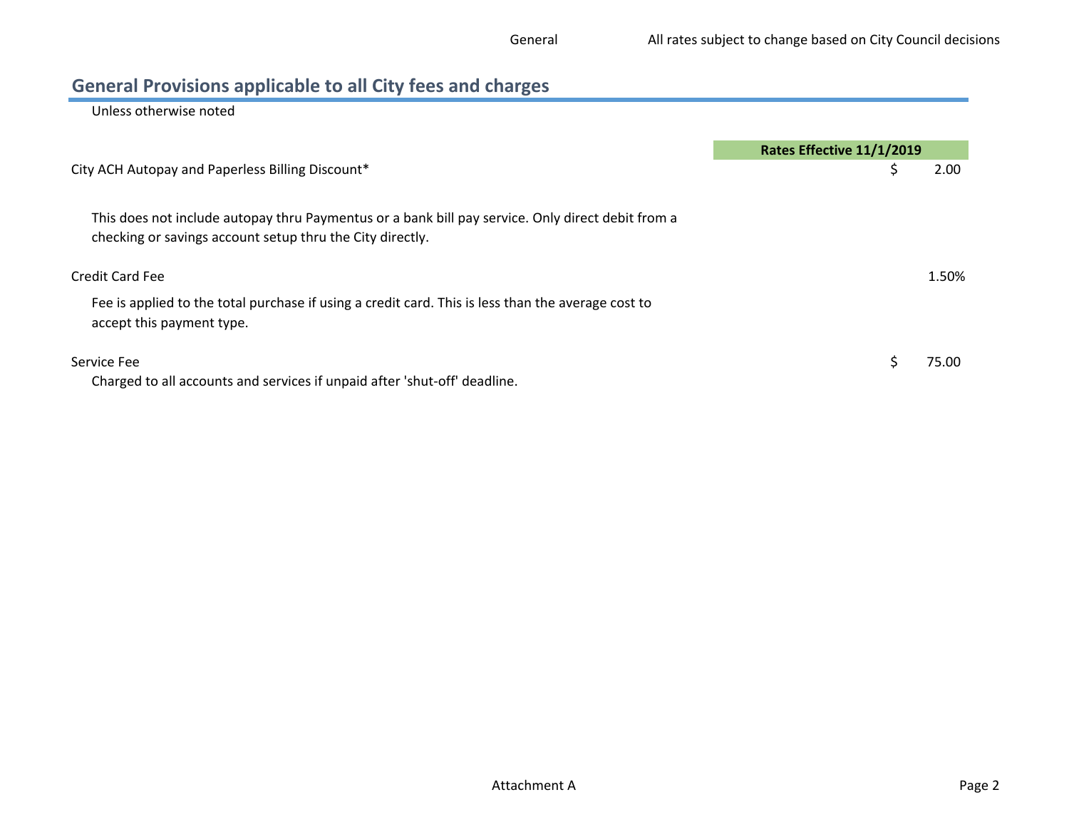## General Provisions applicable to all City fees and charges

Unless otherwise noted

| | Rates Effective 11/1/2019 |
|---|---|
| City ACH Autopay and Paperless Billing Discount* | $ 2.00 |
| This does not include autopay thru Paymentus or a bank bill pay service. Only direct debit from a checking or savings account setup thru the City directly. | |
| Credit Card Fee | 1.50% |
| Fee is applied to the total purchase if using a credit card. This is less than the average cost to accept this payment type. | |
| Service Fee | $ 75.00 |
| Charged to all accounts and services if unpaid after 'shut-off' deadline. | |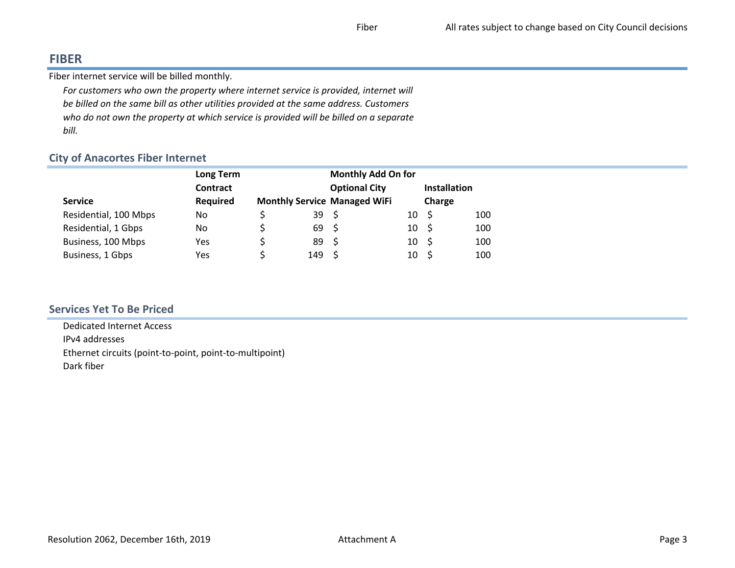# FIBER

Fiber internet service will be billed monthly.

*For customers who own the property where internet service is provided, internet will be billed on the same bill as other utilities provided at the same address. Customers who do not own the property at which service is provided will be billed on a separate bill.*

## City of Anacortes Fiber Internet

| Service | Long Term Contract Required | Monthly Service | Monthly Add On for Optional City Managed WiFi | Installation Charge |
|---|---|---|---|---|
| Residential, 100 Mbps | No | $ 39 | $ 10 | $ 100 |
| Residential, 1 Gbps | No | $ 69 | $ 10 | $ 100 |
| Business, 100 Mbps | Yes | $ 89 | $ 10 | $ 100 |
| Business, 1 Gbps | Yes | $ 149 | $ 10 | $ 100 |

## Services Yet To Be Priced

Dedicated Internet Access
IPv4 addresses
Ethernet circuits (point-to-point, point-to-multipoint)
Dark fiber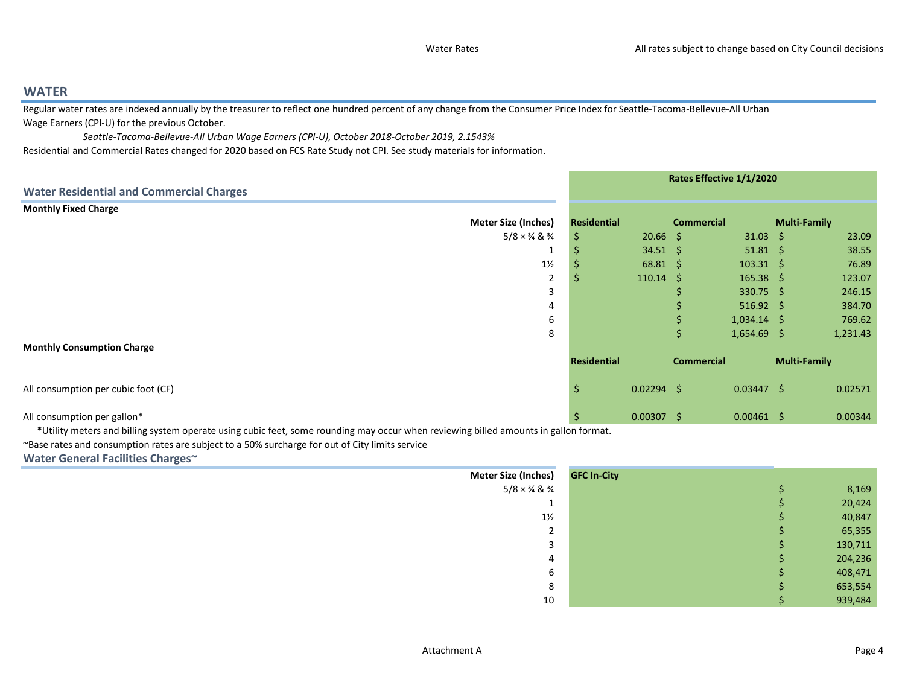# WATER

Regular water rates are indexed annually by the treasurer to reflect one hundred percent of any change from the Consumer Price Index for Seattle-Tacoma-Bellevue-All Urban Wage Earners (CPI-U) for the previous October.

*Seattle-Tacoma-Bellevue-All Urban Wage Earners (CPI-U), October 2018-October 2019, 2.1543%*

Residential and Commercial Rates changed for 2020 based on FCS Rate Study not CPI. See study materials for information.

## Water Residential and Commercial Charges

**Rates Effective 1/1/2020**

**Monthly Fixed Charge**

| Meter Size (Inches) | Residential | Commercial | Multi-Family |
|---|---|---|---|
| 5/8 × ¾ & ¾ | $ 20.66 | $ 31.03 | $ 23.09 |
| 1 | $ 34.51 | $ 51.81 | $ 38.55 |
| 1½ | $ 68.81 | $ 103.31 | $ 76.89 |
| 2 | $ 110.14 | $ 165.38 | $ 123.07 |
| 3 | | $ 330.75 | $ 246.15 |
| 4 | | $ 516.92 | $ 384.70 |
| 6 | | $ 1,034.14 | $ 769.62 |
| 8 | | $ 1,654.69 | $ 1,231.43 |

**Monthly Consumption Charge**

| | Residential | Commercial | Multi-Family |
|---|---|---|---|
| All consumption per cubic foot (CF) | $ 0.02294 | $ 0.03447 | $ 0.02571 |
| All consumption per gallon* | $ 0.00307 | $ 0.00461 | $ 0.00344 |

*Utility meters and billing system operate using cubic feet, some rounding may occur when reviewing billed amounts in gallon format.

~Base rates and consumption rates are subject to a 50% surcharge for out of City limits service

## Water General Facilities Charges~

| Meter Size (Inches) | GFC In-City |
|---|---|
| 5/8 × ¾ & ¾ | $ 8,169 |
| 1 | $ 20,424 |
| 1½ | $ 40,847 |
| 2 | $ 65,355 |
| 3 | $ 130,711 |
| 4 | $ 204,236 |
| 6 | $ 408,471 |
| 8 | $ 653,554 |
| 10 | $ 939,484 |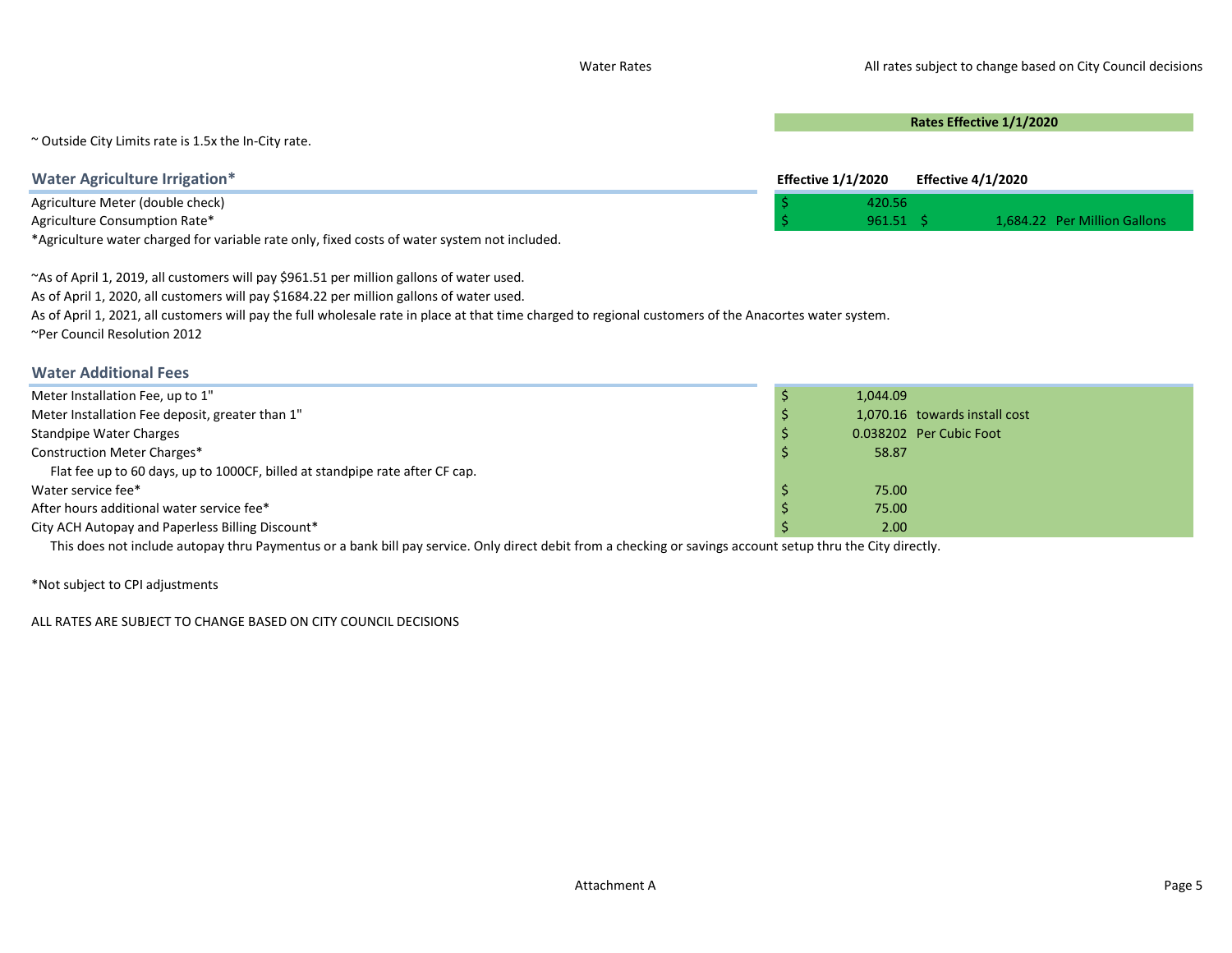Water Rates

All rates subject to change based on City Council decisions

**Rates Effective 1/1/2020**

~ Outside City Limits rate is 1.5x the In-City rate.

## Water Agriculture Irrigation*

| | Effective 1/1/2020 | Effective 4/1/2020 | |
|---|---|---|---|
| Agriculture Meter (double check) | $ 420.56 | | |
| Agriculture Consumption Rate* | $ 961.51 | $ 1,684.22 | Per Million Gallons |

*Agriculture water charged for variable rate only, fixed costs of water system not included.

~As of April 1, 2019, all customers will pay $961.51 per million gallons of water used.
As of April 1, 2020, all customers will pay $1684.22 per million gallons of water used.
As of April 1, 2021, all customers will pay the full wholesale rate in place at that time charged to regional customers of the Anacortes water system.
~Per Council Resolution 2012

## Water Additional Fees

| | | |
|---|---|---|
| Meter Installation Fee, up to 1" | $ 1,044.09 | |
| Meter Installation Fee deposit, greater than 1" | $ 1,070.16 | towards install cost |
| Standpipe Water Charges | $ 0.038202 | Per Cubic Foot |
| Construction Meter Charges* | $ 58.87 | |
| Flat fee up to 60 days, up to 1000CF, billed at standpipe rate after CF cap. | | |
| Water service fee* | $ 75.00 | |
| After hours additional water service fee* | $ 75.00 | |
| City ACH Autopay and Paperless Billing Discount* | $ 2.00 | |

This does not include autopay thru Paymentus or a bank bill pay service. Only direct debit from a checking or savings account setup thru the City directly.

*Not subject to CPI adjustments

ALL RATES ARE SUBJECT TO CHANGE BASED ON CITY COUNCIL DECISIONS

Attachment A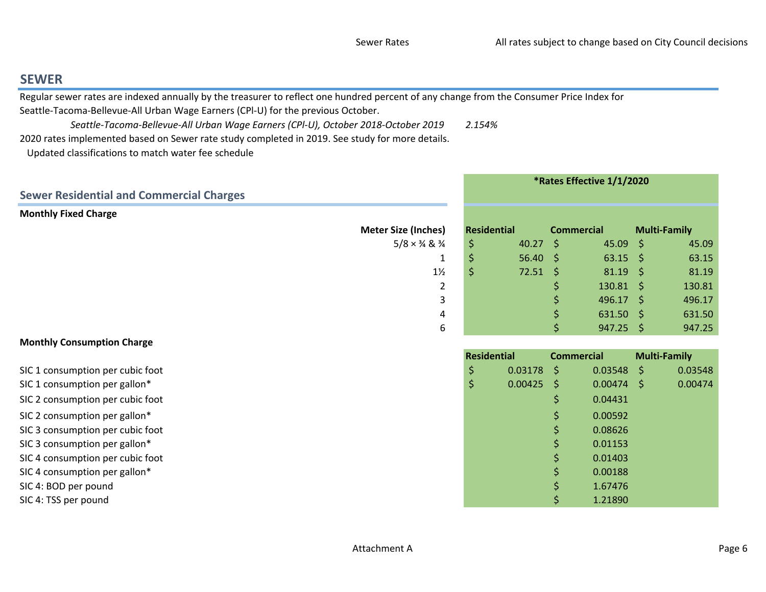## SEWER

Regular sewer rates are indexed annually by the treasurer to reflect one hundred percent of any change from the Consumer Price Index for Seattle-Tacoma-Bellevue-All Urban Wage Earners (CPI-U) for the previous October.

*Seattle-Tacoma-Bellevue-All Urban Wage Earners (CPI-U), October 2018-October 2019* *2.154%*

2020 rates implemented based on Sewer rate study completed in 2019. See study for more details.

Updated classifications to match water fee schedule

### Sewer Residential and Commercial Charges

***Rates Effective 1/1/2020**

**Monthly Fixed Charge**

| Meter Size (Inches) | Residential | Commercial | Multi-Family |
|---|---|---|---|
| 5/8 × ¾ & ¾ | $ 40.27 | $ 45.09 | $ 45.09 |
| 1 | $ 56.40 | $ 63.15 | $ 63.15 |
| 1½ | $ 72.51 | $ 81.19 | $ 81.19 |
| 2 | | $ 130.81 | $ 130.81 |
| 3 | | $ 496.17 | $ 496.17 |
| 4 | | $ 631.50 | $ 631.50 |
| 6 | | $ 947.25 | $ 947.25 |

**Monthly Consumption Charge**

| | Residential | Commercial | Multi-Family |
|---|---|---|---|
| SIC 1 consumption per cubic foot | $ 0.03178 | $ 0.03548 | $ 0.03548 |
| SIC 1 consumption per gallon* | $ 0.00425 | $ 0.00474 | $ 0.00474 |
| SIC 2 consumption per cubic foot | | $ 0.04431 | |
| SIC 2 consumption per gallon* | | $ 0.00592 | |
| SIC 3 consumption per cubic foot | | $ 0.08626 | |
| SIC 3 consumption per gallon* | | $ 0.01153 | |
| SIC 4 consumption per cubic foot | | $ 0.01403 | |
| SIC 4 consumption per gallon* | | $ 0.00188 | |
| SIC 4: BOD per pound | | $ 1.67476 | |
| SIC 4: TSS per pound | | $ 1.21890 | |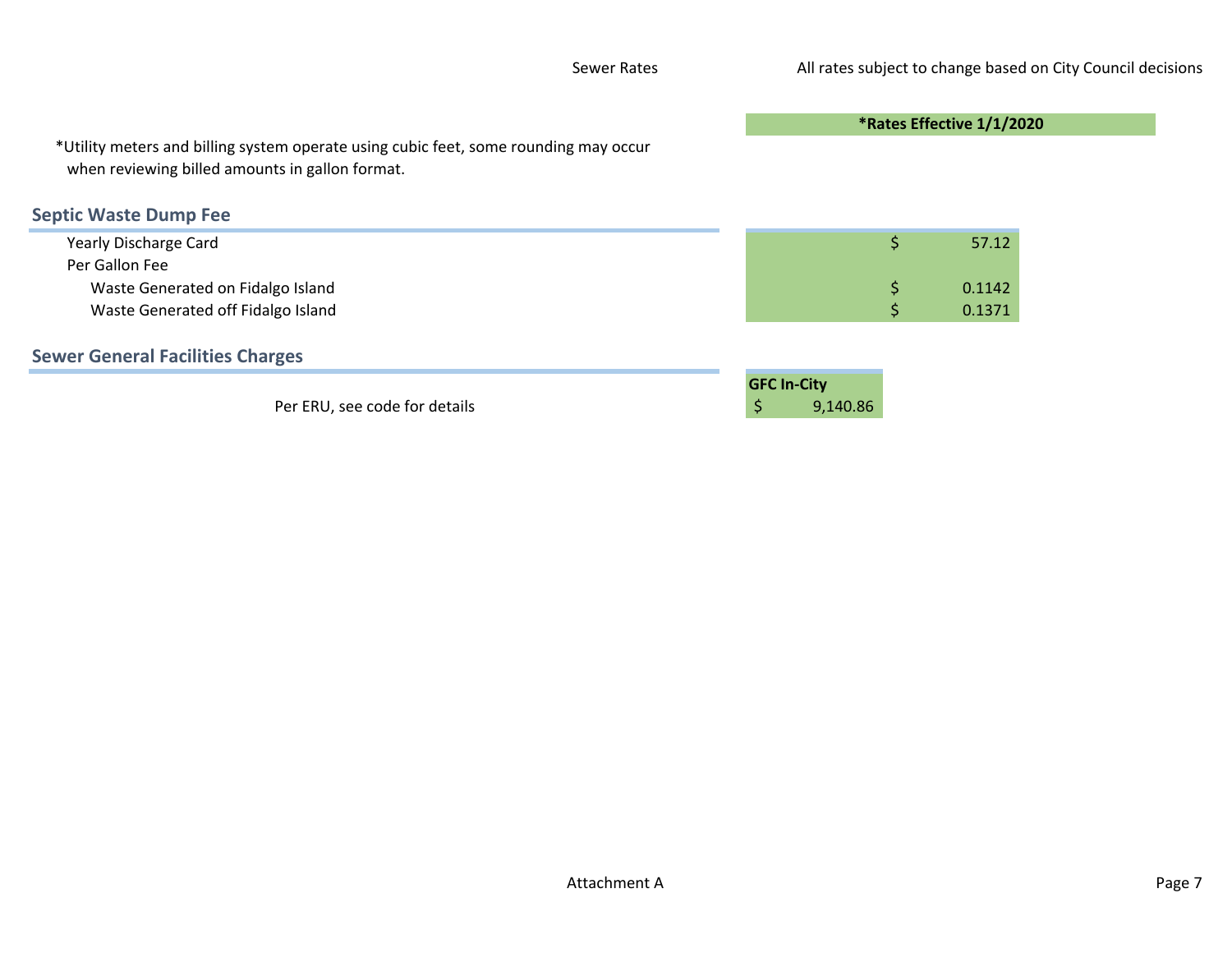Sewer Rates

All rates subject to change based on City Council decisions

**\*Rates Effective 1/1/2020**

\*Utility meters and billing system operate using cubic feet, some rounding may occur when reviewing billed amounts in gallon format.

## Septic Waste Dump Fee

| | |
|---|---|
| Yearly Discharge Card | $ 57.12 |
| Per Gallon Fee | |
| Waste Generated on Fidalgo Island | $ 0.1142 |
| Waste Generated off Fidalgo Island | $ 0.1371 |

## Sewer General Facilities Charges

| | GFC In-City |
|---|---|
| Per ERU, see code for details | $ 9,140.86 |

Attachment A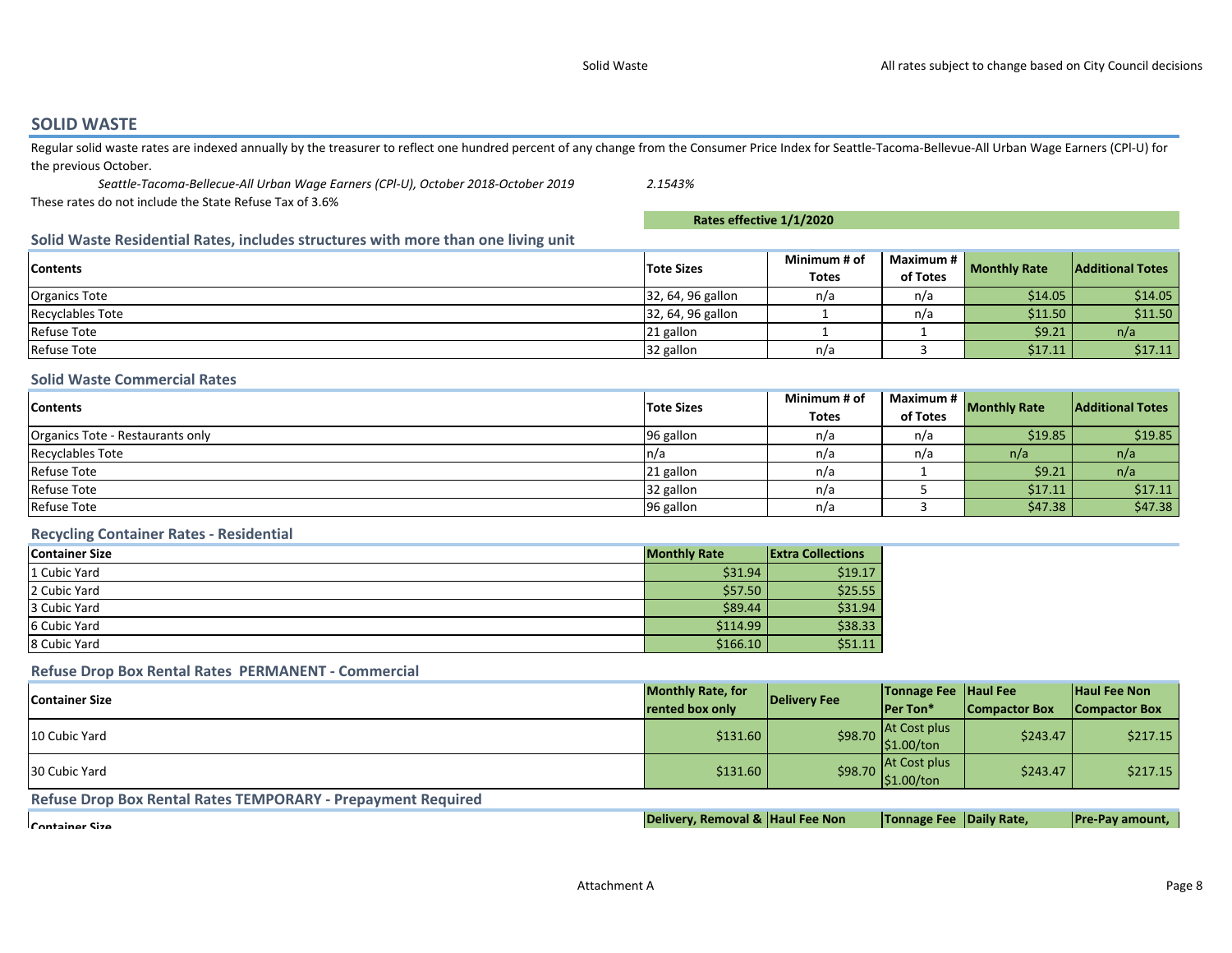## SOLID WASTE

Regular solid waste rates are indexed annually by the treasurer to reflect one hundred percent of any change from the Consumer Price Index for Seattle-Tacoma-Bellevue-All Urban Wage Earners (CPI-U) for the previous October.

*Seattle-Tacoma-Bellecue-All Urban Wage Earners (CPI-U), October 2018-October 2019* *2.1543%*

These rates do not include the State Refuse Tax of 3.6%

**Rates effective 1/1/2020**

### Solid Waste Residential Rates, includes structures with more than one living unit

| Contents | Tote Sizes | Minimum # of Totes | Maximum # of Totes | Monthly Rate | Additional Totes |
|---|---|---|---|---|---|
| Organics Tote | 32, 64, 96 gallon | n/a | n/a | $14.05 | $14.05 |
| Recyclables Tote | 32, 64, 96 gallon | 1 | n/a | $11.50 | $11.50 |
| Refuse Tote | 21 gallon | 1 | 1 | $9.21 | n/a |
| Refuse Tote | 32 gallon | n/a | 3 | $17.11 | $17.11 |

### Solid Waste Commercial Rates

| Contents | Tote Sizes | Minimum # of Totes | Maximum # of Totes | Monthly Rate | Additional Totes |
|---|---|---|---|---|---|
| Organics Tote - Restaurants only | 96 gallon | n/a | n/a | $19.85 | $19.85 |
| Recyclables Tote | n/a | n/a | n/a | n/a | n/a |
| Refuse Tote | 21 gallon | n/a | 1 | $9.21 | n/a |
| Refuse Tote | 32 gallon | n/a | 5 | $17.11 | $17.11 |
| Refuse Tote | 96 gallon | n/a | 3 | $47.38 | $47.38 |

### Recycling Container Rates - Residential

| Container Size | Monthly Rate | Extra Collections |
|---|---|---|
| 1 Cubic Yard | $31.94 | $19.17 |
| 2 Cubic Yard | $57.50 | $25.55 |
| 3 Cubic Yard | $89.44 | $31.94 |
| 6 Cubic Yard | $114.99 | $38.33 |
| 8 Cubic Yard | $166.10 | $51.11 |

### Refuse Drop Box Rental Rates PERMANENT - Commercial

| Container Size | Monthly Rate, for rented box only | Delivery Fee | Tonnage Fee Per Ton* | Haul Fee Compactor Box | Haul Fee Non Compactor Box |
|---|---|---|---|---|---|
| 10 Cubic Yard | $131.60 | $98.70 | At Cost plus $1.00/ton | $243.47 | $217.15 |
| 30 Cubic Yard | $131.60 | $98.70 | At Cost plus $1.00/ton | $243.47 | $217.15 |

### Refuse Drop Box Rental Rates TEMPORARY - Prepayment Required

| Container Size | Delivery, Removal & Haul Fee Non | Tonnage Fee | Daily Rate, | Pre-Pay amount, |
|---|---|---|---|---|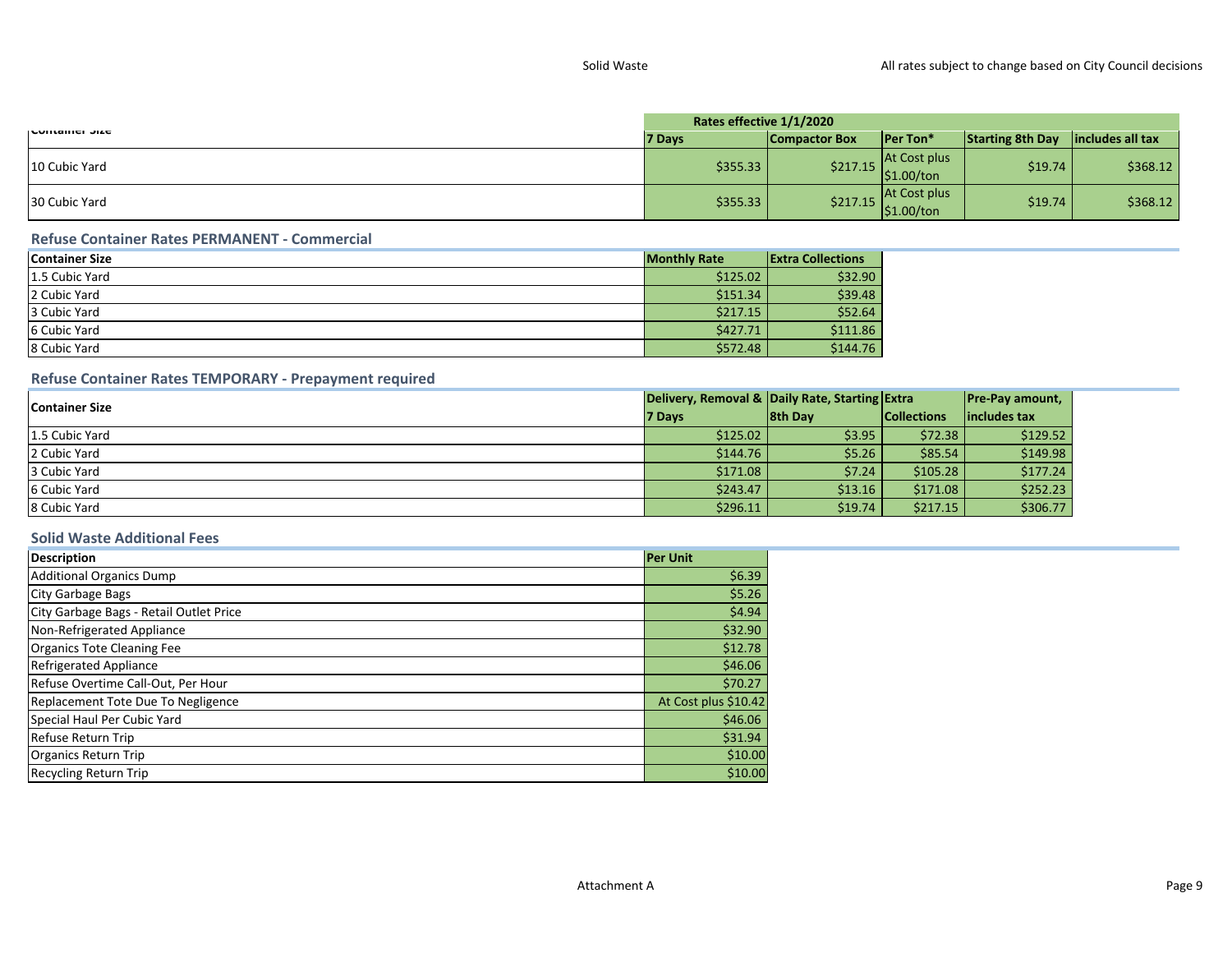| Container Size | Rates effective 1/1/2020 | | | | |
|---|---|---|---|---|---|
| | 7 Days | Compactor Box | Per Ton* | Starting 8th Day | includes all tax |
| 10 Cubic Yard | $355.33 | $217.15 | At Cost plus $1.00/ton | $19.74 | $368.12 |
| 30 Cubic Yard | $355.33 | $217.15 | At Cost plus $1.00/ton | $19.74 | $368.12 |

## Refuse Container Rates PERMANENT - Commercial

| Container Size | Monthly Rate | Extra Collections |
|---|---|---|
| 1.5 Cubic Yard | $125.02 | $32.90 |
| 2 Cubic Yard | $151.34 | $39.48 |
| 3 Cubic Yard | $217.15 | $52.64 |
| 6 Cubic Yard | $427.71 | $111.86 |
| 8 Cubic Yard | $572.48 | $144.76 |

## Refuse Container Rates TEMPORARY - Prepayment required

| Container Size | Delivery, Removal & 7 Days | Daily Rate, Starting 8th Day | Extra Collections | Pre-Pay amount, includes tax |
|---|---|---|---|---|
| 1.5 Cubic Yard | $125.02 | $3.95 | $72.38 | $129.52 |
| 2 Cubic Yard | $144.76 | $5.26 | $85.54 | $149.98 |
| 3 Cubic Yard | $171.08 | $7.24 | $105.28 | $177.24 |
| 6 Cubic Yard | $243.47 | $13.16 | $171.08 | $252.23 |
| 8 Cubic Yard | $296.11 | $19.74 | $217.15 | $306.77 |

## Solid Waste Additional Fees

| Description | Per Unit |
|---|---|
| Additional Organics Dump | $6.39 |
| City Garbage Bags | $5.26 |
| City Garbage Bags - Retail Outlet Price | $4.94 |
| Non-Refrigerated Appliance | $32.90 |
| Organics Tote Cleaning Fee | $12.78 |
| Refrigerated Appliance | $46.06 |
| Refuse Overtime Call-Out, Per Hour | $70.27 |
| Replacement Tote Due To Negligence | At Cost plus $10.42 |
| Special Haul Per Cubic Yard | $46.06 |
| Refuse Return Trip | $31.94 |
| Organics Return Trip | $10.00 |
| Recycling Return Trip | $10.00 |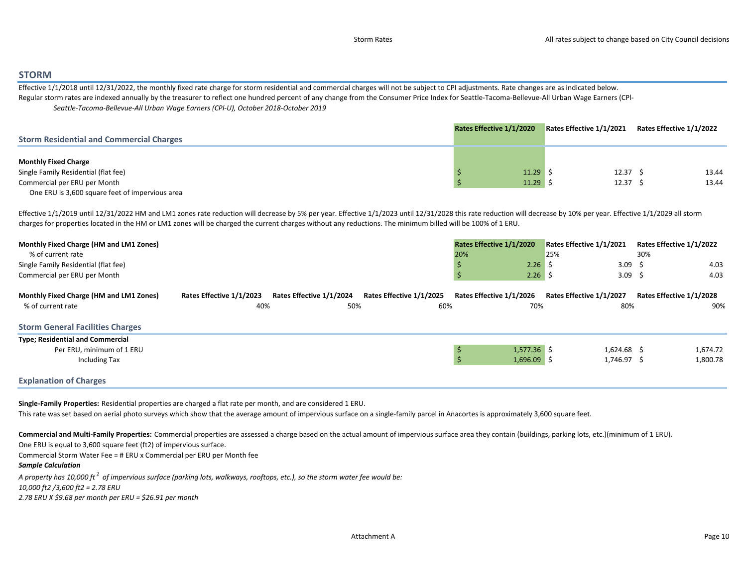## STORM

Effective 1/1/2018 until 12/31/2022, the monthly fixed rate charge for storm residential and commercial charges will not be subject to CPI adjustments. Rate changes are as indicated below.

Regular storm rates are indexed annually by the treasurer to reflect one hundred percent of any change from the Consumer Price Index for Seattle-Tacoma-Bellevue-All Urban Wage Earners (CPI-

*Seattle-Tacoma-Bellevue-All Urban Wage Earners (CPI-U), October 2018-October 2019*

| Storm Residential and Commercial Charges | Rates Effective 1/1/2020 | Rates Effective 1/1/2021 | Rates Effective 1/1/2022 |
|---|---|---|---|
| **Monthly Fixed Charge** | | | |
| Single Family Residential (flat fee) | $ 11.29 | $ 12.37 | $ 13.44 |
| Commercial per ERU per Month | $ 11.29 | $ 12.37 | $ 13.44 |
| One ERU is 3,600 square feet of impervious area | | | |

Effective 1/1/2019 until 12/31/2022 HM and LM1 zones rate reduction will decrease by 5% per year. Effective 1/1/2023 until 12/31/2028 this rate reduction will decrease by 10% per year. Effective 1/1/2029 all storm charges for properties located in the HM or LM1 zones will be charged the current charges without any reductions. The minimum billed will be 100% of 1 ERU.

| Monthly Fixed Charge (HM and LM1 Zones) | Rates Effective 1/1/2020 | Rates Effective 1/1/2021 | Rates Effective 1/1/2022 |
|---|---|---|---|
| % of current rate | 20% | 25% | 30% |
| Single Family Residential (flat fee) | $ 2.26 | $ 3.09 | $ 4.03 |
| Commercial per ERU per Month | $ 2.26 | $ 3.09 | $ 4.03 |

| Monthly Fixed Charge (HM and LM1 Zones) | Rates Effective 1/1/2023 | Rates Effective 1/1/2024 | Rates Effective 1/1/2025 | Rates Effective 1/1/2026 | Rates Effective 1/1/2027 | Rates Effective 1/1/2028 |
|---|---|---|---|---|---|---|
| % of current rate | 40% | 50% | 60% | 70% | 80% | 90% |

| Storm General Facilities Charges | Rates Effective 1/1/2020 | Rates Effective 1/1/2021 | Rates Effective 1/1/2022 |
|---|---|---|---|
| **Type; Residential and Commercial** | | | |
| Per ERU, minimum of 1 ERU | $ 1,577.36 | $ 1,624.68 | $ 1,674.72 |
| Including Tax | $ 1,696.09 | $ 1,746.97 | $ 1,800.78 |

### Explanation of Charges

**Single-Family Properties:** Residential properties are charged a flat rate per month, and are considered 1 ERU.

This rate was set based on aerial photo surveys which show that the average amount of impervious surface on a single-family parcel in Anacortes is approximately 3,600 square feet.

**Commercial and Multi-Family Properties:** Commercial properties are assessed a charge based on the actual amount of impervious surface area they contain (buildings, parking lots, etc.)(minimum of 1 ERU).

One ERU is equal to 3,600 square feet (ft2) of impervious surface.

Commercial Storm Water Fee = # ERU x Commercial per ERU per Month fee

***Sample Calculation***

*A property has 10,000 ft$^2$ of impervious surface (parking lots, walkways, rooftops, etc.), so the storm water fee would be:*

*10,000 ft2 /3,600 ft2 = 2.78 ERU*

*2.78 ERU X $9.68 per month per ERU = $26.91 per month*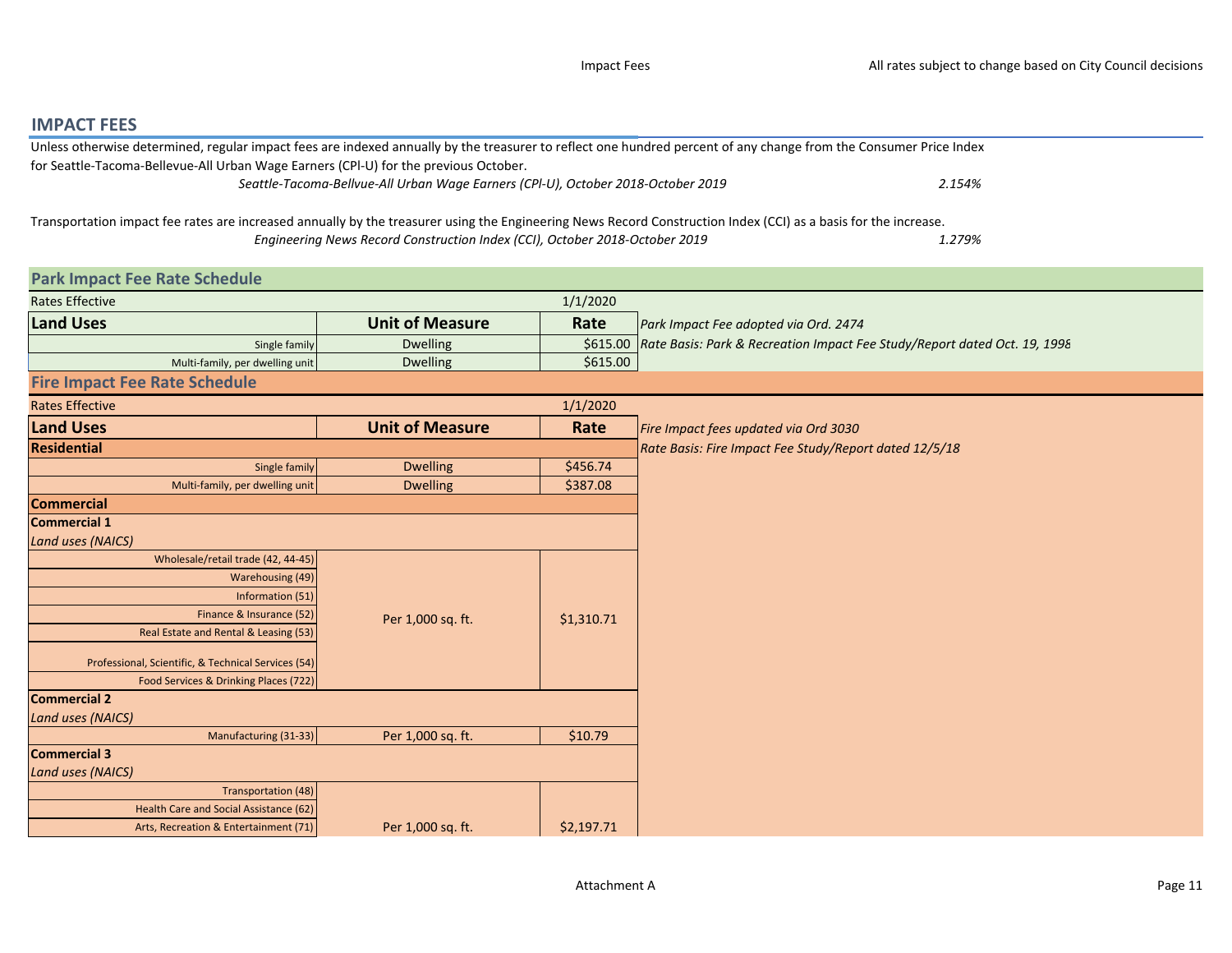## IMPACT FEES

Unless otherwise determined, regular impact fees are indexed annually by the treasurer to reflect one hundred percent of any change from the Consumer Price Index for Seattle-Tacoma-Bellevue-All Urban Wage Earners (CPI-U) for the previous October.

*Seattle-Tacoma-Bellvue-All Urban Wage Earners (CPI-U), October 2018-October 2019* 2.154%

Transportation impact fee rates are increased annually by the treasurer using the Engineering News Record Construction Index (CCI) as a basis for the increase.

*Engineering News Record Construction Index (CCI), October 2018-October 2019* 1.279%

### Park Impact Fee Rate Schedule

Rates Effective 1/1/2020

| Land Uses | Unit of Measure | Rate |
|---|---|---|
| Single family | Dwelling | $615.00 |
| Multi-family, per dwelling unit | Dwelling | $615.00 |

*Park Impact Fee adopted via Ord. 2474*

*Rate Basis: Park & Recreation Impact Fee Study/Report dated Oct. 19, 1998*

### Fire Impact Fee Rate Schedule

Rates Effective 1/1/2020

| Land Uses | Unit of Measure | Rate |
|---|---|---|
| **Residential** | | |
| Single family | Dwelling | $456.74 |
| Multi-family, per dwelling unit | Dwelling | $387.08 |
| **Commercial** | | |
| **Commercial 1** | | |
| *Land uses (NAICS)* | | |
| Wholesale/retail trade (42, 44-45) | Per 1,000 sq. ft. | $1,310.71 |
| Warehousing (49) | | |
| Information (51) | | |
| Finance & Insurance (52) | | |
| Real Estate and Rental & Leasing (53) | | |
| Professional, Scientific, & Technical Services (54) | | |
| Food Services & Drinking Places (722) | | |
| **Commercial 2** | | |
| *Land uses (NAICS)* | | |
| Manufacturing (31-33) | Per 1,000 sq. ft. | $10.79 |
| **Commercial 3** | | |
| *Land uses (NAICS)* | | |
| Transportation (48) | Per 1,000 sq. ft. | $2,197.71 |
| Health Care and Social Assistance (62) | | |
| Arts, Recreation & Entertainment (71) | | |

*Fire Impact fees updated via Ord 3030*

*Rate Basis: Fire Impact Fee Study/Report dated 12/5/18*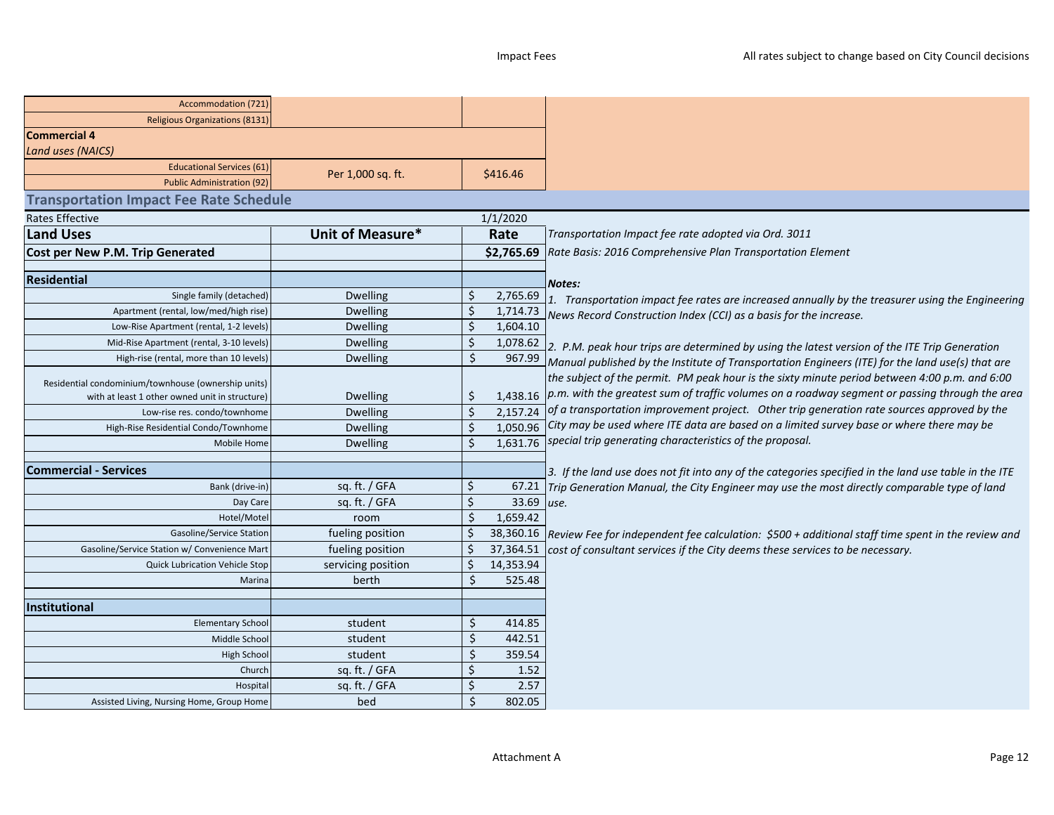| | | |
|---|---|---|
| Accommodation (721) | | |
| Religious Organizations (8131) | | |
| **Commercial 4** | | |
| *Land uses (NAICS)* | | |
| Educational Services (61) | Per 1,000 sq. ft. | $416.46 |
| Public Administration (92) | | |

## Transportation Impact Fee Rate Schedule

| Rates Effective | | 1/1/2020 |
|---|---|---|
| **Land Uses** | **Unit of Measure*** | **Rate** |
| **Cost per New P.M. Trip Generated** | | **$2,765.69** |
| | | |
| **Residential** | | |
| Single family (detached) | Dwelling | $ 2,765.69 |
| Apartment (rental, low/med/high rise) | Dwelling | $ 1,714.73 |
| Low-Rise Apartment (rental, 1-2 levels) | Dwelling | $ 1,604.10 |
| Mid-Rise Apartment (rental, 3-10 levels) | Dwelling | $ 1,078.62 |
| High-rise (rental, more than 10 levels) | Dwelling | $ 967.99 |
| Residential condominium/townhouse (ownership units) with at least 1 other owned unit in structure) | Dwelling | $ 1,438.16 |
| Low-rise res. condo/townhome | Dwelling | $ 2,157.24 |
| High-Rise Residential Condo/Townhome | Dwelling | $ 1,050.96 |
| Mobile Home | Dwelling | $ 1,631.76 |
| | | |
| **Commercial - Services** | | |
| Bank (drive-in) | sq. ft. / GFA | $ 67.21 |
| Day Care | sq. ft. / GFA | $ 33.69 |
| Hotel/Motel | room | $ 1,659.42 |
| Gasoline/Service Station | fueling position | $ 38,360.16 |
| Gasoline/Service Station w/ Convenience Mart | fueling position | $ 37,364.51 |
| Quick Lubrication Vehicle Stop | servicing position | $ 14,353.94 |
| Marina | berth | $ 525.48 |
| | | |
| **Institutional** | | |
| Elementary School | student | $ 414.85 |
| Middle School | student | $ 442.51 |
| High School | student | $ 359.54 |
| Church | sq. ft. / GFA | $ 1.52 |
| Hospital | sq. ft. / GFA | $ 2.57 |
| Assisted Living, Nursing Home, Group Home | bed | $ 802.05 |

*Transportation Impact fee rate adopted via Ord. 3011*

*Rate Basis: 2016 Comprehensive Plan Transportation Element*

***Notes:***

*1. Transportation impact fee rates are increased annually by the treasurer using the Engineering News Record Construction Index (CCI) as a basis for the increase.*

*2. P.M. peak hour trips are determined by using the latest version of the ITE Trip Generation Manual published by the Institute of Transportation Engineers (ITE) for the land use(s) that are the subject of the permit. PM peak hour is the sixty minute period between 4:00 p.m. and 6:00 p.m. with the greatest sum of traffic volumes on a roadway segment or passing through the area of a transportation improvement project. Other trip generation rate sources approved by the City may be used where ITE data are based on a limited survey base or where there may be special trip generating characteristics of the proposal.*

*3. If the land use does not fit into any of the categories specified in the land use table in the ITE Trip Generation Manual, the City Engineer may use the most directly comparable type of land use.*

*Review Fee for independent fee calculation: $500 + additional staff time spent in the review and cost of consultant services if the City deems these services to be necessary.*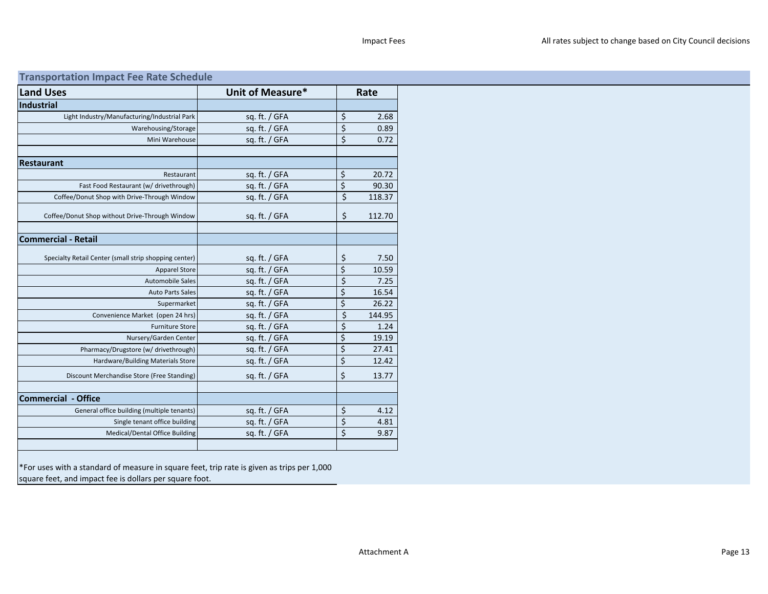## Transportation Impact Fee Rate Schedule

| Land Uses | Unit of Measure* | Rate |
|---|---|---|
| **Industrial** | | |
| Light Industry/Manufacturing/Industrial Park | sq. ft. / GFA | $ 2.68 |
| Warehousing/Storage | sq. ft. / GFA | $ 0.89 |
| Mini Warehouse | sq. ft. / GFA | $ 0.72 |
| | | |
| **Restaurant** | | |
| Restaurant | sq. ft. / GFA | $ 20.72 |
| Fast Food Restaurant (w/ drivethrough) | sq. ft. / GFA | $ 90.30 |
| Coffee/Donut Shop with Drive-Through Window | sq. ft. / GFA | $ 118.37 |
| Coffee/Donut Shop without Drive-Through Window | sq. ft. / GFA | $ 112.70 |
| | | |
| **Commercial - Retail** | | |
| Specialty Retail Center (small strip shopping center) | sq. ft. / GFA | $ 7.50 |
| Apparel Store | sq. ft. / GFA | $ 10.59 |
| Automobile Sales | sq. ft. / GFA | $ 7.25 |
| Auto Parts Sales | sq. ft. / GFA | $ 16.54 |
| Supermarket | sq. ft. / GFA | $ 26.22 |
| Convenience Market (open 24 hrs) | sq. ft. / GFA | $ 144.95 |
| Furniture Store | sq. ft. / GFA | $ 1.24 |
| Nursery/Garden Center | sq. ft. / GFA | $ 19.19 |
| Pharmacy/Drugstore (w/ drivethrough) | sq. ft. / GFA | $ 27.41 |
| Hardware/Building Materials Store | sq. ft. / GFA | $ 12.42 |
| Discount Merchandise Store (Free Standing) | sq. ft. / GFA | $ 13.77 |
| | | |
| **Commercial - Office** | | |
| General office building (multiple tenants) | sq. ft. / GFA | $ 4.12 |
| Single tenant office building | sq. ft. / GFA | $ 4.81 |
| Medical/Dental Office Building | sq. ft. / GFA | $ 9.87 |

*For uses with a standard of measure in square feet, trip rate is given as trips per 1,000 square feet, and impact fee is dollars per square foot.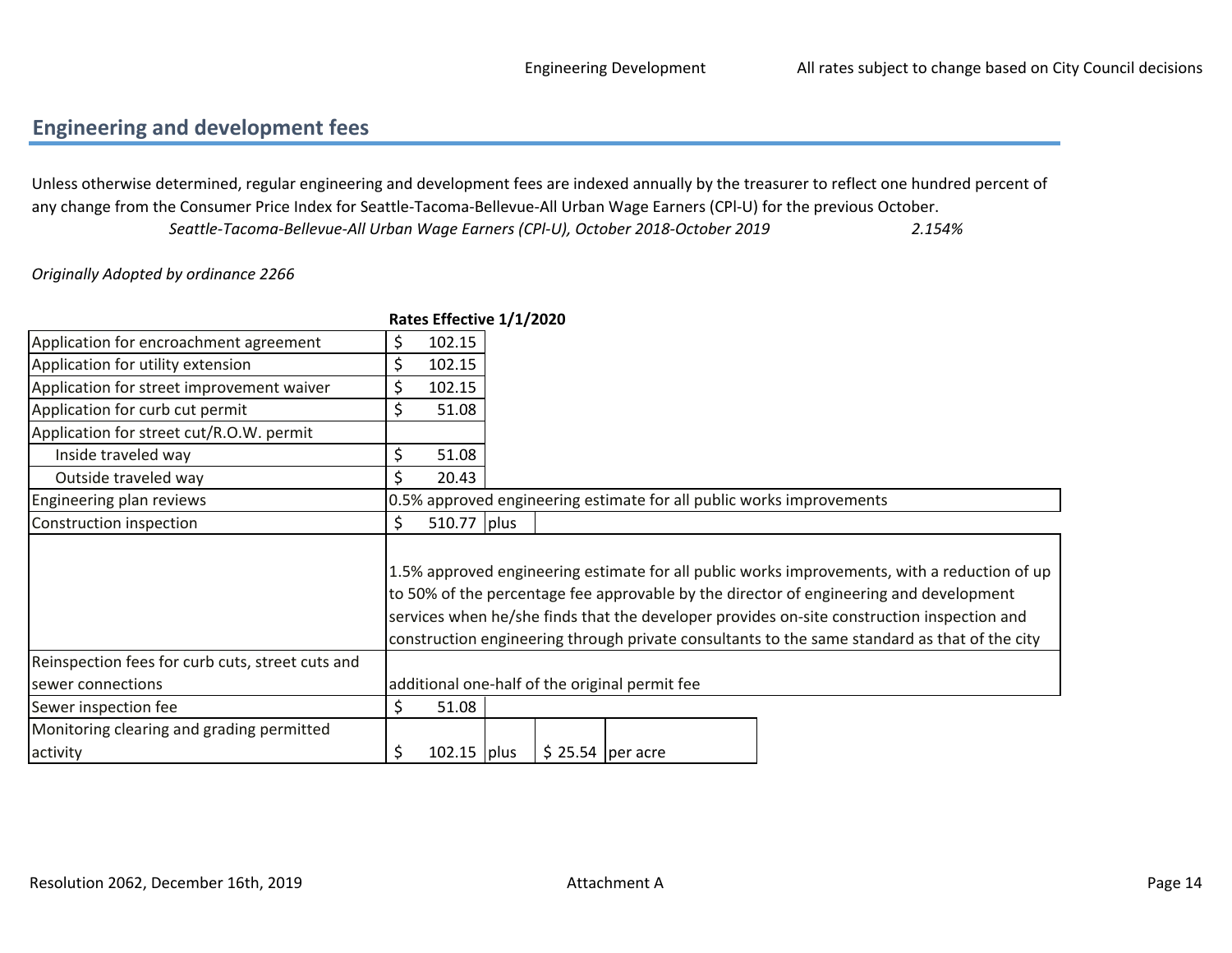## Engineering and development fees

Unless otherwise determined, regular engineering and development fees are indexed annually by the treasurer to reflect one hundred percent of any change from the Consumer Price Index for Seattle-Tacoma-Bellevue-All Urban Wage Earners (CPI-U) for the previous October.

*Seattle-Tacoma-Bellevue-All Urban Wage Earners (CPI-U), October 2018-October 2019* *2.154%*

*Originally Adopted by ordinance 2266*

| | Rates Effective 1/1/2020 | | | |
|---|---|---|---|---|
| Application for encroachment agreement | $ 102.15 | | | |
| Application for utility extension | $ 102.15 | | | |
| Application for street improvement waiver | $ 102.15 | | | |
| Application for curb cut permit | $ 51.08 | | | |
| Application for street cut/R.O.W. permit | | | | |
| Inside traveled way | $ 51.08 | | | |
| Outside traveled way | $ 20.43 | | | |
| Engineering plan reviews | 0.5% approved engineering estimate for all public works improvements | | | |
| Construction inspection | $ 510.77 | plus | | |
| | 1.5% approved engineering estimate for all public works improvements, with a reduction of up to 50% of the percentage fee approvable by the director of engineering and development services when he/she finds that the developer provides on-site construction inspection and construction engineering through private consultants to the same standard as that of the city | | | |
| Reinspection fees for curb cuts, street cuts and sewer connections | additional one-half of the original permit fee | | | |
| Sewer inspection fee | $ 51.08 | | | |
| Monitoring clearing and grading permitted activity | $ 102.15 | plus | $ 25.54 | per acre |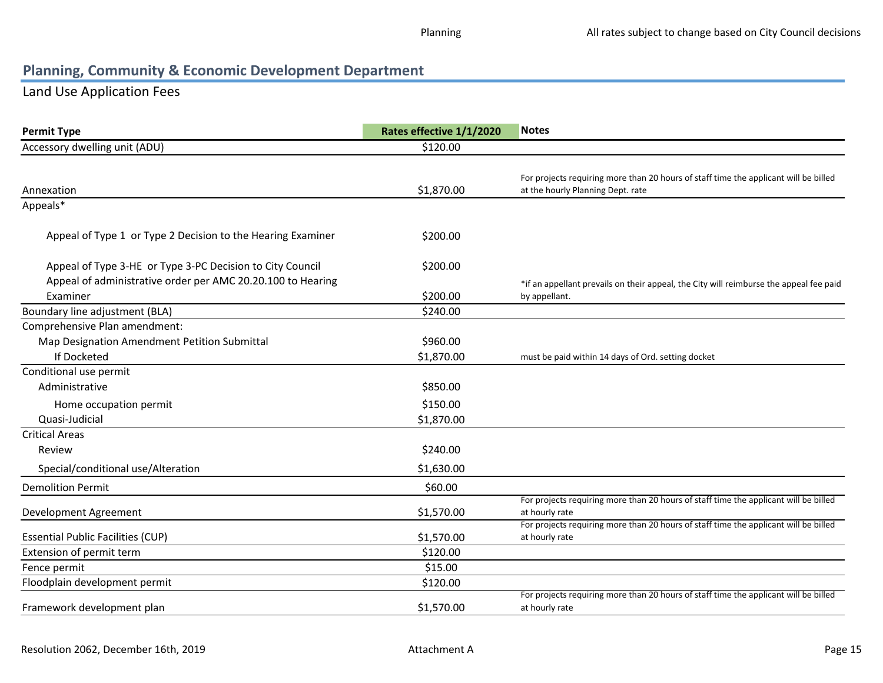## Planning, Community & Economic Development Department

### Land Use Application Fees

| Permit Type | Rates effective 1/1/2020 | Notes |
|---|---|---|
| Accessory dwelling unit (ADU) | $120.00 | |
| Annexation | $1,870.00 | For projects requiring more than 20 hours of staff time the applicant will be billed at the hourly Planning Dept. rate |
| Appeals* | | |
| Appeal of Type 1 or Type 2 Decision to the Hearing Examiner | $200.00 | |
| Appeal of Type 3-HE or Type 3-PC Decision to City Council | $200.00 | |
| Appeal of administrative order per AMC 20.20.100 to Hearing Examiner | $200.00 | *if an appellant prevails on their appeal, the City will reimburse the appeal fee paid by appellant. |
| Boundary line adjustment (BLA) | $240.00 | |
| Comprehensive Plan amendment: | | |
| Map Designation Amendment Petition Submittal | $960.00 | |
| If Docketed | $1,870.00 | must be paid within 14 days of Ord. setting docket |
| Conditional use permit | | |
| Administrative | $850.00 | |
| Home occupation permit | $150.00 | |
| Quasi-Judicial | $1,870.00 | |
| Critical Areas | | |
| Review | $240.00 | |
| Special/conditional use/Alteration | $1,630.00 | |
| Demolition Permit | $60.00 | |
| Development Agreement | $1,570.00 | For projects requiring more than 20 hours of staff time the applicant will be billed at hourly rate |
| Essential Public Facilities (CUP) | $1,570.00 | For projects requiring more than 20 hours of staff time the applicant will be billed at hourly rate |
| Extension of permit term | $120.00 | |
| Fence permit | $15.00 | |
| Floodplain development permit | $120.00 | |
| Framework development plan | $1,570.00 | For projects requiring more than 20 hours of staff time the applicant will be billed at hourly rate |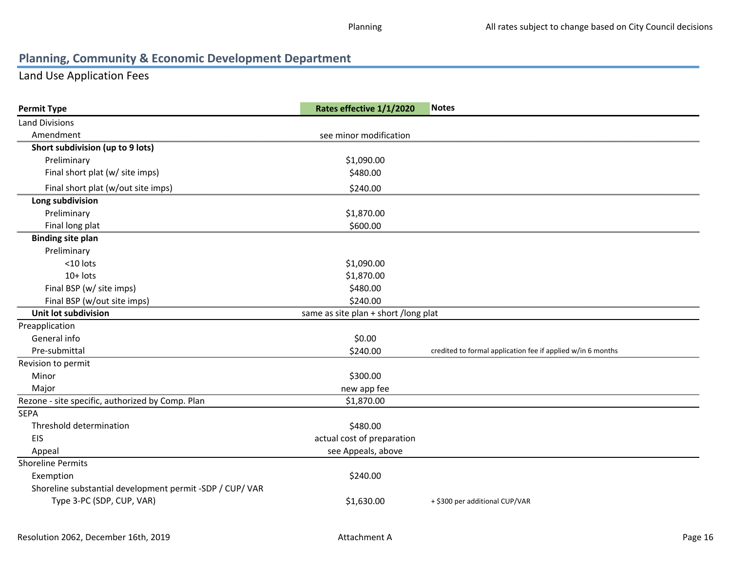## Planning, Community & Economic Development Department

### Land Use Application Fees

| Permit Type | Rates effective 1/1/2020 | Notes |
|---|---|---|
| Land Divisions | | |
| Amendment | see minor modification | |
| **Short subdivision (up to 9 lots)** | | |
| Preliminary | $1,090.00 | |
| Final short plat (w/ site imps) | $480.00 | |
| Final short plat (w/out site imps) | $240.00 | |
| **Long subdivision** | | |
| Preliminary | $1,870.00 | |
| Final long plat | $600.00 | |
| **Binding site plan** | | |
| Preliminary | | |
| <10 lots | $1,090.00 | |
| 10+ lots | $1,870.00 | |
| Final BSP (w/ site imps) | $480.00 | |
| Final BSP (w/out site imps) | $240.00 | |
| **Unit lot subdivision** | same as site plan + short /long plat | |
| Preapplication | | |
| General info | $0.00 | |
| Pre-submittal | $240.00 | credited to formal application fee if applied w/in 6 months |
| Revision to permit | | |
| Minor | $300.00 | |
| Major | new app fee | |
| Rezone - site specific, authorized by Comp. Plan | $1,870.00 | |
| SEPA | | |
| Threshold determination | $480.00 | |
| EIS | actual cost of preparation | |
| Appeal | see Appeals, above | |
| Shoreline Permits | | |
| Exemption | $240.00 | |
| Shoreline substantial development permit -SDP / CUP/ VAR | | |
| Type 3-PC (SDP, CUP, VAR) | $1,630.00 | + $300 per additional CUP/VAR |

Resolution 2062, December 16th, 2019 — Attachment A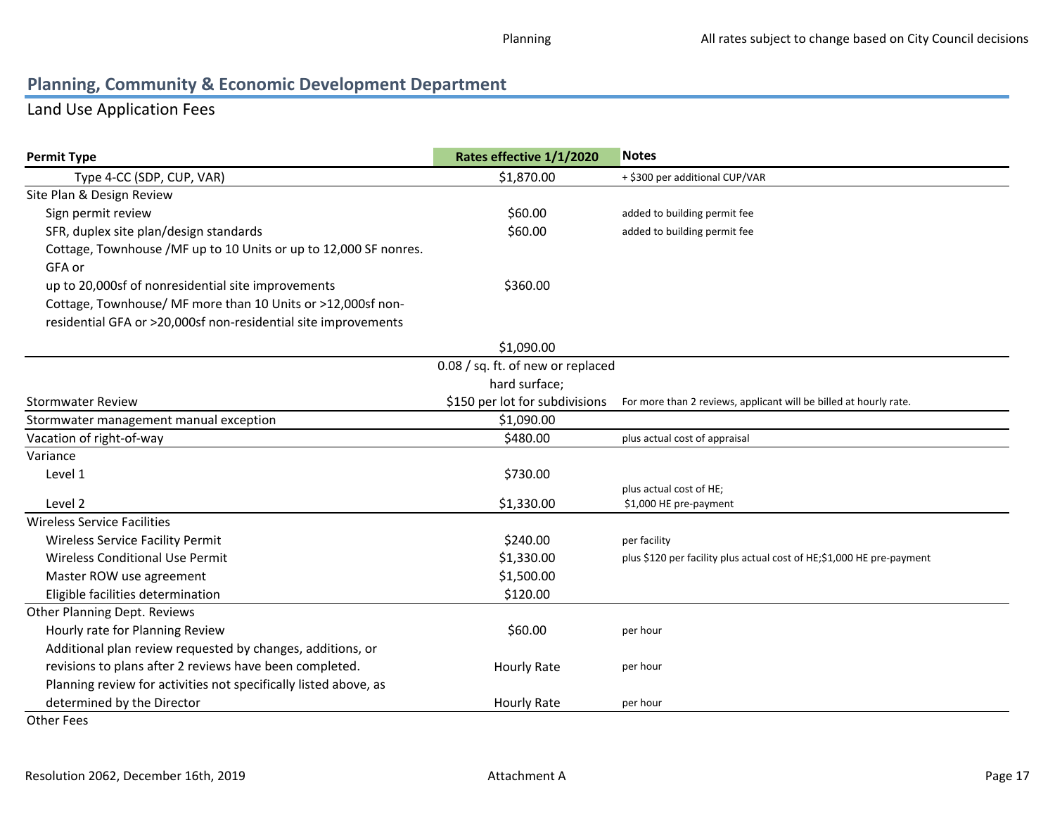## Planning, Community & Economic Development Department

### Land Use Application Fees

| Permit Type | Rates effective 1/1/2020 | Notes |
|---|---|---|
| Type 4-CC (SDP, CUP, VAR) | $1,870.00 | + $300 per additional CUP/VAR |
| Site Plan & Design Review | | |
| Sign permit review | $60.00 | added to building permit fee |
| SFR, duplex site plan/design standards | $60.00 | added to building permit fee |
| Cottage, Townhouse /MF up to 10 Units or up to 12,000 SF nonres. GFA or up to 20,000sf of nonresidential site improvements | $360.00 | |
| Cottage, Townhouse/ MF more than 10 Units or >12,000sf non-residential GFA or >20,000sf non-residential site improvements | $1,090.00 | |
| Stormwater Review | 0.08 / sq. ft. of new or replaced hard surface; $150 per lot for subdivisions | For more than 2 reviews, applicant will be billed at hourly rate. |
| Stormwater management manual exception | $1,090.00 | |
| Vacation of right-of-way | $480.00 | plus actual cost of appraisal |
| Variance | | |
| Level 1 | $730.00 | |
| Level 2 | $1,330.00 | plus actual cost of HE; $1,000 HE pre-payment |
| Wireless Service Facilities | | |
| Wireless Service Facility Permit | $240.00 | per facility |
| Wireless Conditional Use Permit | $1,330.00 | plus $120 per facility plus actual cost of HE;$1,000 HE pre-payment |
| Master ROW use agreement | $1,500.00 | |
| Eligible facilities determination | $120.00 | |
| Other Planning Dept. Reviews | | |
| Hourly rate for Planning Review | $60.00 | per hour |
| Additional plan review requested by changes, additions, or revisions to plans after 2 reviews have been completed. | Hourly Rate | per hour |
| Planning review for activities not specifically listed above, as determined by the Director | Hourly Rate | per hour |
| Other Fees | | |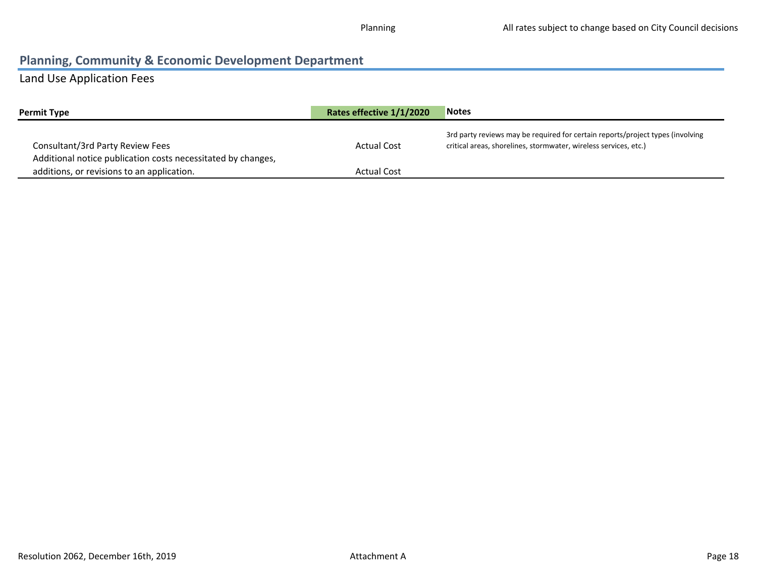## Planning, Community & Economic Development Department

### Land Use Application Fees

| Permit Type | Rates effective 1/1/2020 | Notes |
|---|---|---|
| Consultant/3rd Party Review Fees | Actual Cost | 3rd party reviews may be required for certain reports/project types (involving critical areas, shorelines, stormwater, wireless services, etc.) |
| Additional notice publication costs necessitated by changes, additions, or revisions to an application. | Actual Cost | |